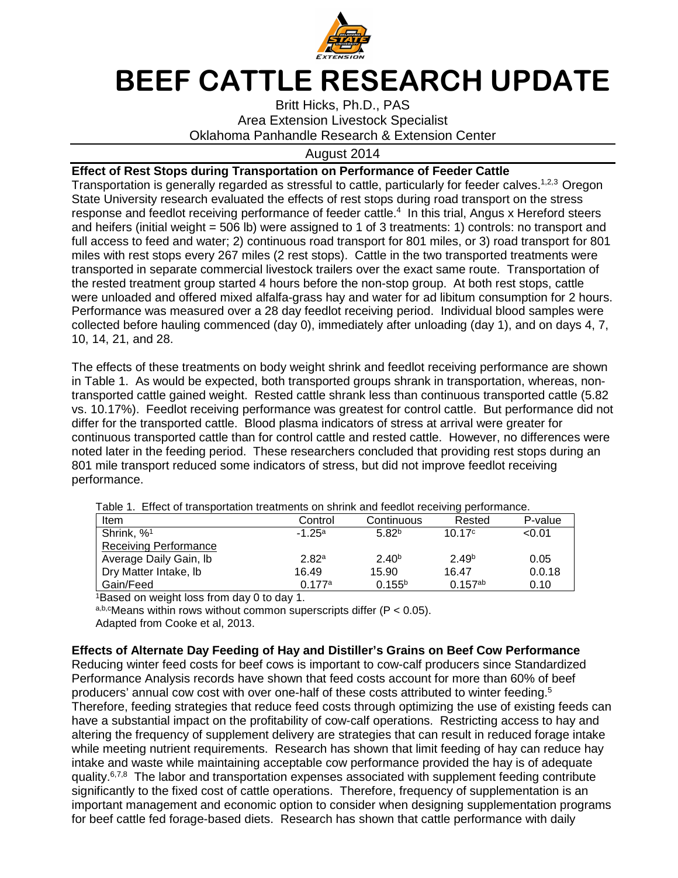# BEEF CATTLE RESEARCH UPDATE

Britt Hicks, Ph.D., PAS
Area Extension Livestock Specialist
Oklahoma Panhandle Research & Extension Center

August 2014

## Effect of Rest Stops during Transportation on Performance of Feeder Cattle

Transportation is generally regarded as stressful to cattle, particularly for feeder calves.[1,2,3] Oregon State University research evaluated the effects of rest stops during road transport on the stress response and feedlot receiving performance of feeder cattle.[4] In this trial, Angus x Hereford steers and heifers (initial weight = 506 lb) were assigned to 1 of 3 treatments: 1) controls: no transport and full access to feed and water; 2) continuous road transport for 801 miles, or 3) road transport for 801 miles with rest stops every 267 miles (2 rest stops). Cattle in the two transported treatments were transported in separate commercial livestock trailers over the exact same route. Transportation of the rested treatment group started 4 hours before the non-stop group. At both rest stops, cattle were unloaded and offered mixed alfalfa-grass hay and water for ad libitum consumption for 2 hours. Performance was measured over a 28 day feedlot receiving period. Individual blood samples were collected before hauling commenced (day 0), immediately after unloading (day 1), and on days 4, 7, 10, 14, 21, and 28.

The effects of these treatments on body weight shrink and feedlot receiving performance are shown in Table 1. As would be expected, both transported groups shrank in transportation, whereas, non-transported cattle gained weight. Rested cattle shrank less than continuous transported cattle (5.82 vs. 10.17%). Feedlot receiving performance was greatest for control cattle. But performance did not differ for the transported cattle. Blood plasma indicators of stress at arrival were greater for continuous transported cattle than for control cattle and rested cattle. However, no differences were noted later in the feeding period. These researchers concluded that providing rest stops during an 801 mile transport reduced some indicators of stress, but did not improve feedlot receiving performance.

Table 1. Effect of transportation treatments on shrink and feedlot receiving performance.

| Item | Control | Continuous | Rested | P-value |
|---|---|---|---|---|
| Shrink, %[1] | -1.25[a] | 5.82[b] | 10.17[c] | <0.01 |
| Receiving Performance | | | | |
| Average Daily Gain, lb | 2.82[a] | 2.40[b] | 2.49[b] | 0.05 |
| Dry Matter Intake, lb | 16.49 | 15.90 | 16.47 | 0.0.18 |
| Gain/Feed | 0.177[a] | 0.155[b] | 0.157[ab] | 0.10 |

[1]Based on weight loss from day 0 to day 1.
[a,b,c]Means within rows without common superscripts differ ($P < 0.05$).
Adapted from Cooke et al, 2013.

## Effects of Alternate Day Feeding of Hay and Distiller's Grains on Beef Cow Performance

Reducing winter feed costs for beef cows is important to cow-calf producers since Standardized Performance Analysis records have shown that feed costs account for more than 60% of beef producers' annual cow cost with over one-half of these costs attributed to winter feeding.[5] Therefore, feeding strategies that reduce feed costs through optimizing the use of existing feeds can have a substantial impact on the profitability of cow-calf operations. Restricting access to hay and altering the frequency of supplement delivery are strategies that can result in reduced forage intake while meeting nutrient requirements. Research has shown that limit feeding of hay can reduce hay intake and waste while maintaining acceptable cow performance provided the hay is of adequate quality.[6,7,8] The labor and transportation expenses associated with supplement feeding contribute significantly to the fixed cost of cattle operations. Therefore, frequency of supplementation is an important management and economic option to consider when designing supplementation programs for beef cattle fed forage-based diets. Research has shown that cattle performance with daily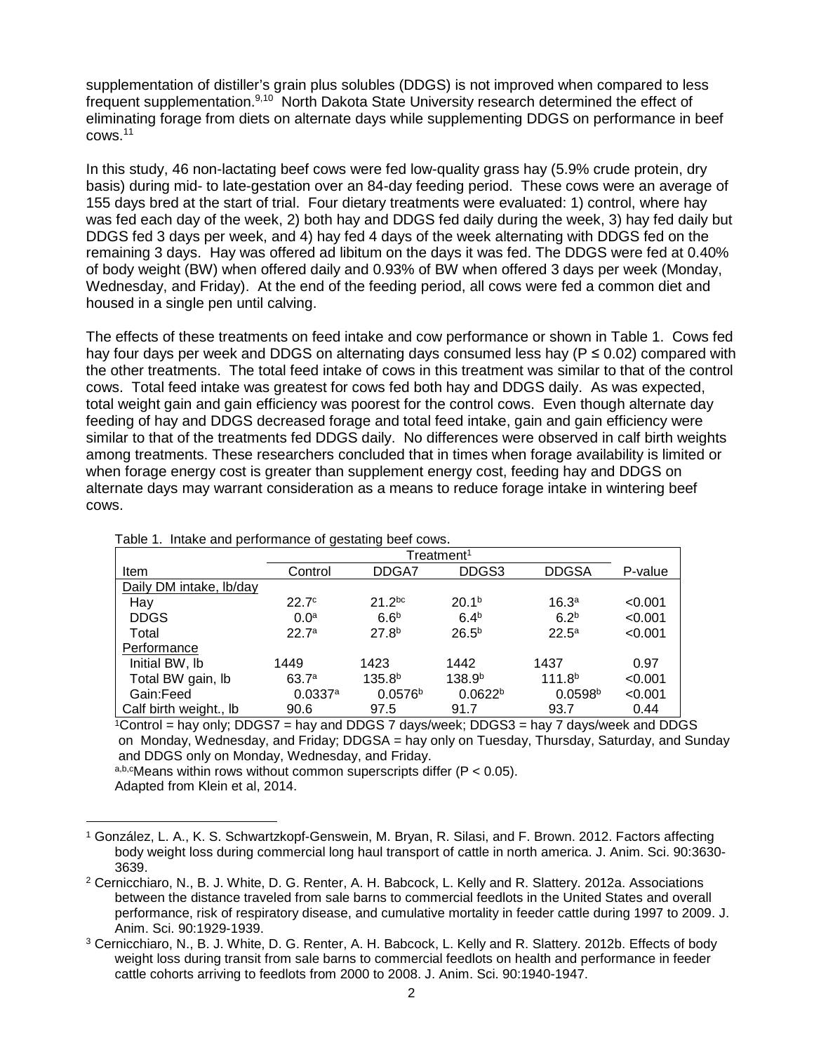supplementation of distiller's grain plus solubles (DDGS) is not improved when compared to less frequent supplementation.[9,10] North Dakota State University research determined the effect of eliminating forage from diets on alternate days while supplementing DDGS on performance in beef cows.[11]

In this study, 46 non-lactating beef cows were fed low-quality grass hay (5.9% crude protein, dry basis) during mid- to late-gestation over an 84-day feeding period. These cows were an average of 155 days bred at the start of trial. Four dietary treatments were evaluated: 1) control, where hay was fed each day of the week, 2) both hay and DDGS fed daily during the week, 3) hay fed daily but DDGS fed 3 days per week, and 4) hay fed 4 days of the week alternating with DDGS fed on the remaining 3 days. Hay was offered ad libitum on the days it was fed. The DDGS were fed at 0.40% of body weight (BW) when offered daily and 0.93% of BW when offered 3 days per week (Monday, Wednesday, and Friday). At the end of the feeding period, all cows were fed a common diet and housed in a single pen until calving.

The effects of these treatments on feed intake and cow performance or shown in Table 1. Cows fed hay four days per week and DDGS on alternating days consumed less hay ($P \leq 0.02$) compared with the other treatments. The total feed intake of cows in this treatment was similar to that of the control cows. Total feed intake was greatest for cows fed both hay and DDGS daily. As was expected, total weight gain and gain efficiency was poorest for the control cows. Even though alternate day feeding of hay and DDGS decreased forage and total feed intake, gain and gain efficiency were similar to that of the treatments fed DDGS daily. No differences were observed in calf birth weights among treatments. These researchers concluded that in times when forage availability is limited or when forage energy cost is greater than supplement energy cost, feeding hay and DDGS on alternate days may warrant consideration as a means to reduce forage intake in wintering beef cows.

Table 1. Intake and performance of gestating beef cows.

| | Treatment[1] | | | | |
|---|---|---|---|---|---|
| Item | Control | DDGA7 | DDGS3 | DDGSA | P-value |
| Daily DM intake, lb/day | | | | | |
| Hay | 22.7[c] | 21.2[bc] | 20.1[b] | 16.3[a] | <0.001 |
| DDGS | 0.0[a] | 6.6[b] | 6.4[b] | 6.2[b] | <0.001 |
| Total | 22.7[a] | 27.8[b] | 26.5[b] | 22.5[a] | <0.001 |
| Performance | | | | | |
| Initial BW, lb | 1449 | 1423 | 1442 | 1437 | 0.97 |
| Total BW gain, lb | 63.7[a] | 135.8[b] | 138.9[b] | 111.8[b] | <0.001 |
| Gain:Feed | 0.0337[a] | 0.0576[b] | 0.0622[b] | 0.0598[b] | <0.001 |
| Calf birth weight., lb | 90.6 | 97.5 | 91.7 | 93.7 | 0.44 |

[1]Control = hay only; DDGS7 = hay and DDGS 7 days/week; DDGS3 = hay 7 days/week and DDGS on Monday, Wednesday, and Friday; DDGSA = hay only on Tuesday, Thursday, Saturday, and Sunday and DDGS only on Monday, Wednesday, and Friday.

[a,b,c]Means within rows without common superscripts differ ($P < 0.05$).

Adapted from Klein et al, 2014.

---

[1] González, L. A., K. S. Schwartzkopf-Genswein, M. Bryan, R. Silasi, and F. Brown. 2012. Factors affecting body weight loss during commercial long haul transport of cattle in north america. J. Anim. Sci. 90:3630-3639.

[2] Cernicchiaro, N., B. J. White, D. G. Renter, A. H. Babcock, L. Kelly and R. Slattery. 2012a. Associations between the distance traveled from sale barns to commercial feedlots in the United States and overall performance, risk of respiratory disease, and cumulative mortality in feeder cattle during 1997 to 2009. J. Anim. Sci. 90:1929-1939.

[3] Cernicchiaro, N., B. J. White, D. G. Renter, A. H. Babcock, L. Kelly and R. Slattery. 2012b. Effects of body weight loss during transit from sale barns to commercial feedlots on health and performance in feeder cattle cohorts arriving to feedlots from 2000 to 2008. J. Anim. Sci. 90:1940-1947.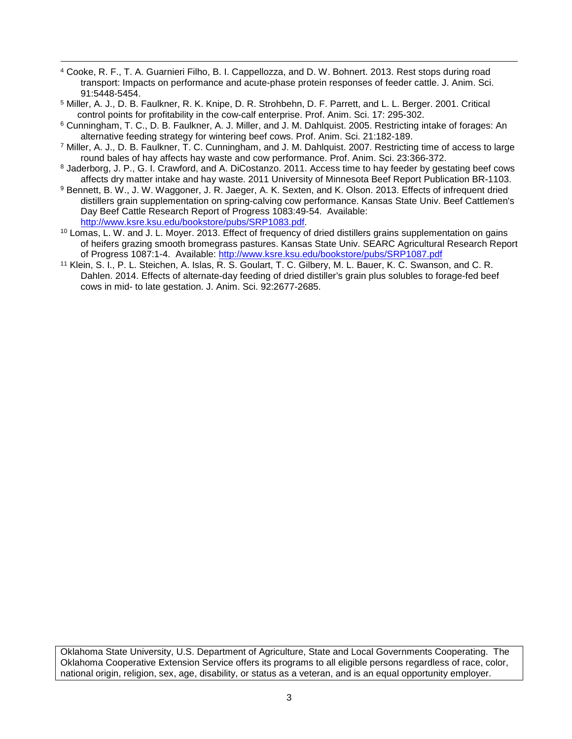[4] Cooke, R. F., T. A. Guarnieri Filho, B. I. Cappellozza, and D. W. Bohnert. 2013. Rest stops during road transport: Impacts on performance and acute-phase protein responses of feeder cattle. J. Anim. Sci. 91:5448-5454.

[5] Miller, A. J., D. B. Faulkner, R. K. Knipe, D. R. Strohbehn, D. F. Parrett, and L. L. Berger. 2001. Critical control points for profitability in the cow-calf enterprise. Prof. Anim. Sci. 17: 295-302.

[6] Cunningham, T. C., D. B. Faulkner, A. J. Miller, and J. M. Dahlquist. 2005. Restricting intake of forages: An alternative feeding strategy for wintering beef cows. Prof. Anim. Sci. 21:182-189.

[7] Miller, A. J., D. B. Faulkner, T. C. Cunningham, and J. M. Dahlquist. 2007. Restricting time of access to large round bales of hay affects hay waste and cow performance. Prof. Anim. Sci. 23:366-372.

[8] Jaderborg, J. P., G. I. Crawford, and A. DiCostanzo. 2011. Access time to hay feeder by gestating beef cows affects dry matter intake and hay waste. 2011 University of Minnesota Beef Report Publication BR-1103.

[9] Bennett, B. W., J. W. Waggoner, J. R. Jaeger, A. K. Sexten, and K. Olson. 2013. Effects of infrequent dried distillers grain supplementation on spring-calving cow performance. Kansas State Univ. Beef Cattlemen's Day Beef Cattle Research Report of Progress 1083:49-54. Available: http://www.ksre.ksu.edu/bookstore/pubs/SRP1083.pdf.

[10] Lomas, L. W. and J. L. Moyer. 2013. Effect of frequency of dried distillers grains supplementation on gains of heifers grazing smooth bromegrass pastures. Kansas State Univ. SEARC Agricultural Research Report of Progress 1087:1-4. Available: http://www.ksre.ksu.edu/bookstore/pubs/SRP1087.pdf

[11] Klein, S. I., P. L. Steichen, A. Islas, R. S. Goulart, T. C. Gilbery, M. L. Bauer, K. C. Swanson, and C. R. Dahlen. 2014. Effects of alternate-day feeding of dried distiller's grain plus solubles to forage-fed beef cows in mid- to late gestation. J. Anim. Sci. 92:2677-2685.

Oklahoma State University, U.S. Department of Agriculture, State and Local Governments Cooperating. The Oklahoma Cooperative Extension Service offers its programs to all eligible persons regardless of race, color, national origin, religion, sex, age, disability, or status as a veteran, and is an equal opportunity employer.